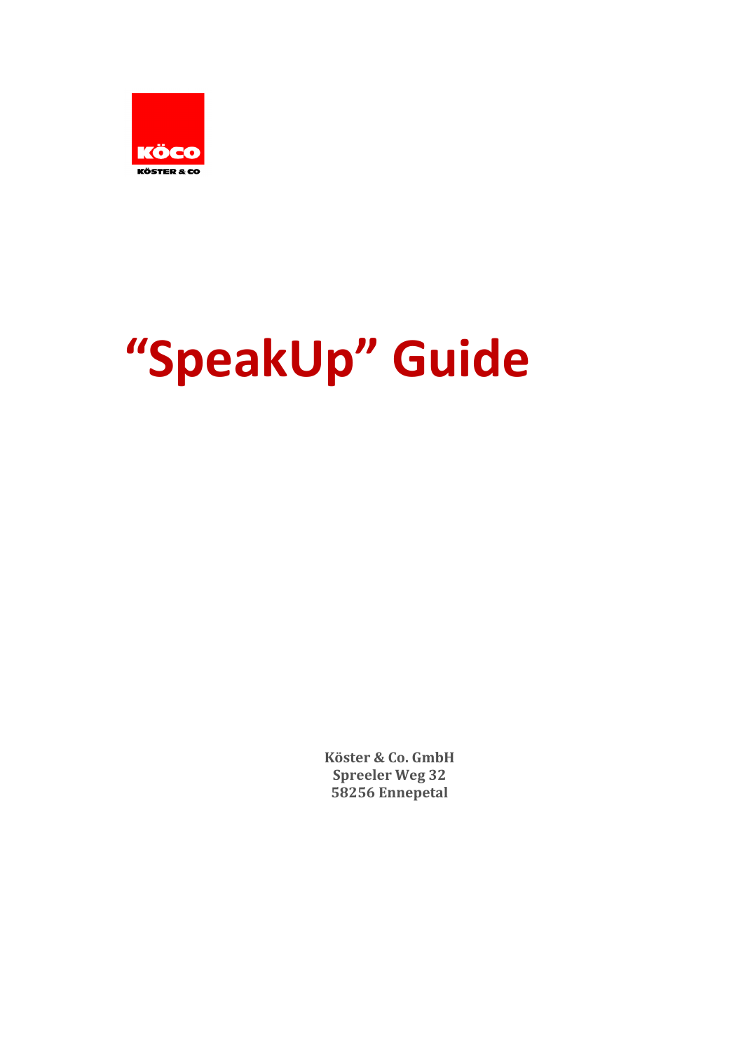KÖCO

KÖSTER & CO

# “SpeakUp” Guide

**Köster & Co. GmbH**
**Spreeler Weg 32**
**58256 Ennepetal**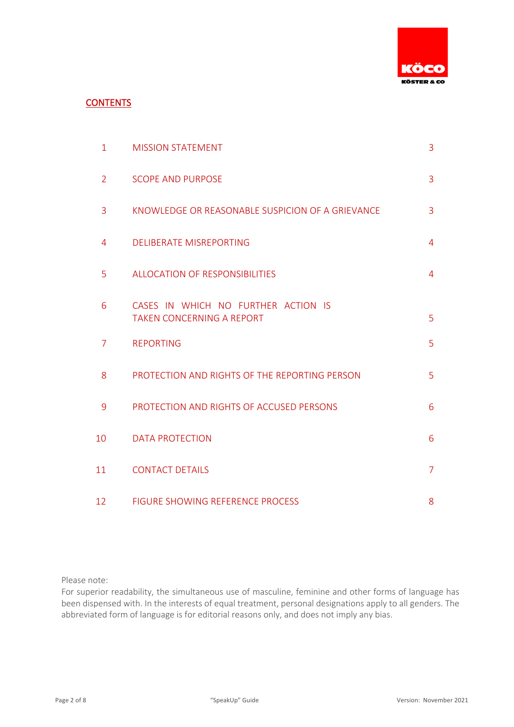## CONTENTS

| | | |
|---|---|---|
| 1 | MISSION STATEMENT | 3 |
| 2 | SCOPE AND PURPOSE | 3 |
| 3 | KNOWLEDGE OR REASONABLE SUSPICION OF A GRIEVANCE | 3 |
| 4 | DELIBERATE MISREPORTING | 4 |
| 5 | ALLOCATION OF RESPONSIBILITIES | 4 |
| 6 | CASES IN WHICH NO FURTHER ACTION IS TAKEN CONCERNING A REPORT | 5 |
| 7 | REPORTING | 5 |
| 8 | PROTECTION AND RIGHTS OF THE REPORTING PERSON | 5 |
| 9 | PROTECTION AND RIGHTS OF ACCUSED PERSONS | 6 |
| 10 | DATA PROTECTION | 6 |
| 11 | CONTACT DETAILS | 7 |
| 12 | FIGURE SHOWING REFERENCE PROCESS | 8 |

Please note:
For superior readability, the simultaneous use of masculine, feminine and other forms of language has been dispensed with. In the interests of equal treatment, personal designations apply to all genders. The abbreviated form of language is for editorial reasons only, and does not imply any bias.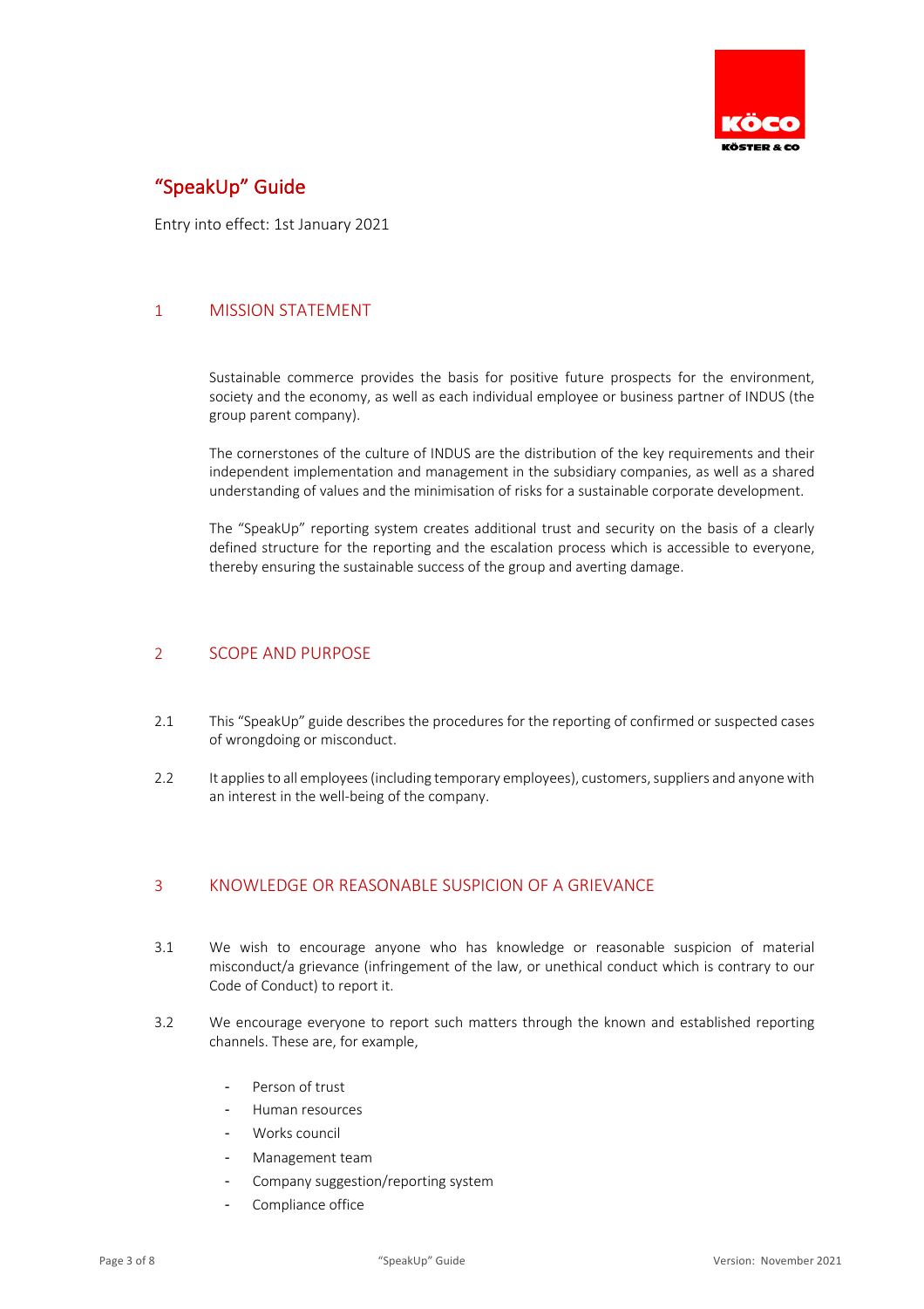# "SpeakUp" Guide

Entry into effect: 1st January 2021

## 1 MISSION STATEMENT

Sustainable commerce provides the basis for positive future prospects for the environment, society and the economy, as well as each individual employee or business partner of INDUS (the group parent company).

The cornerstones of the culture of INDUS are the distribution of the key requirements and their independent implementation and management in the subsidiary companies, as well as a shared understanding of values and the minimisation of risks for a sustainable corporate development.

The "SpeakUp" reporting system creates additional trust and security on the basis of a clearly defined structure for the reporting and the escalation process which is accessible to everyone, thereby ensuring the sustainable success of the group and averting damage.

## 2 SCOPE AND PURPOSE

2.1 This "SpeakUp" guide describes the procedures for the reporting of confirmed or suspected cases of wrongdoing or misconduct.

2.2 It applies to all employees (including temporary employees), customers, suppliers and anyone with an interest in the well-being of the company.

## 3 KNOWLEDGE OR REASONABLE SUSPICION OF A GRIEVANCE

3.1 We wish to encourage anyone who has knowledge or reasonable suspicion of material misconduct/a grievance (infringement of the law, or unethical conduct which is contrary to our Code of Conduct) to report it.

3.2 We encourage everyone to report such matters through the known and established reporting channels. These are, for example,

- Person of trust
- Human resources
- Works council
- Management team
- Company suggestion/reporting system
- Compliance office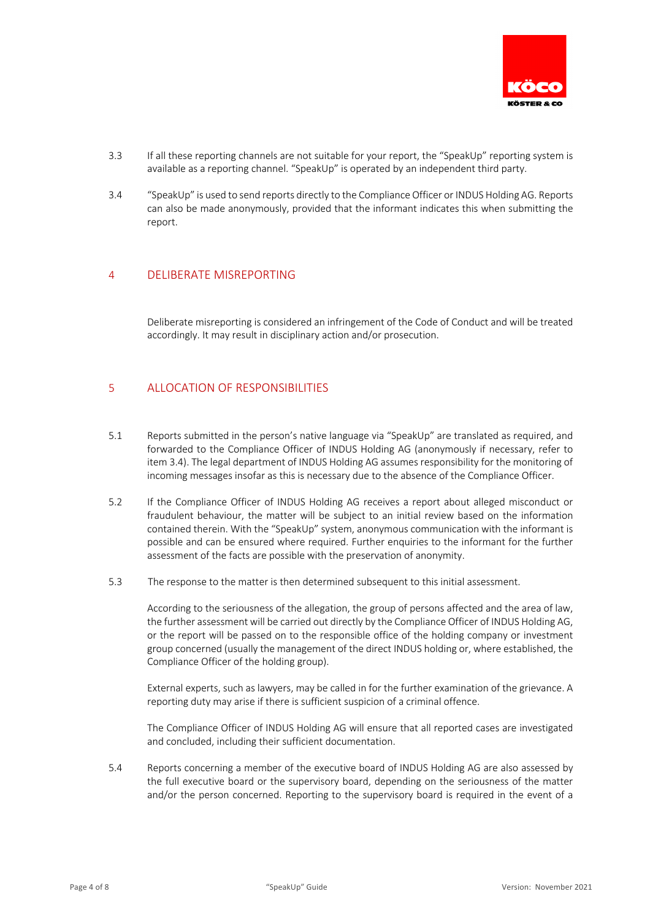3.3 If all these reporting channels are not suitable for your report, the "SpeakUp" reporting system is available as a reporting channel. "SpeakUp" is operated by an independent third party.

3.4 "SpeakUp" is used to send reports directly to the Compliance Officer or INDUS Holding AG. Reports can also be made anonymously, provided that the informant indicates this when submitting the report.

## 4 DELIBERATE MISREPORTING

Deliberate misreporting is considered an infringement of the Code of Conduct and will be treated accordingly. It may result in disciplinary action and/or prosecution.

## 5 ALLOCATION OF RESPONSIBILITIES

5.1 Reports submitted in the person's native language via "SpeakUp" are translated as required, and forwarded to the Compliance Officer of INDUS Holding AG (anonymously if necessary, refer to item 3.4). The legal department of INDUS Holding AG assumes responsibility for the monitoring of incoming messages insofar as this is necessary due to the absence of the Compliance Officer.

5.2 If the Compliance Officer of INDUS Holding AG receives a report about alleged misconduct or fraudulent behaviour, the matter will be subject to an initial review based on the information contained therein. With the "SpeakUp" system, anonymous communication with the informant is possible and can be ensured where required. Further enquiries to the informant for the further assessment of the facts are possible with the preservation of anonymity.

5.3 The response to the matter is then determined subsequent to this initial assessment.

According to the seriousness of the allegation, the group of persons affected and the area of law, the further assessment will be carried out directly by the Compliance Officer of INDUS Holding AG, or the report will be passed on to the responsible office of the holding company or investment group concerned (usually the management of the direct INDUS holding or, where established, the Compliance Officer of the holding group).

External experts, such as lawyers, may be called in for the further examination of the grievance. A reporting duty may arise if there is sufficient suspicion of a criminal offence.

The Compliance Officer of INDUS Holding AG will ensure that all reported cases are investigated and concluded, including their sufficient documentation.

5.4 Reports concerning a member of the executive board of INDUS Holding AG are also assessed by the full executive board or the supervisory board, depending on the seriousness of the matter and/or the person concerned. Reporting to the supervisory board is required in the event of a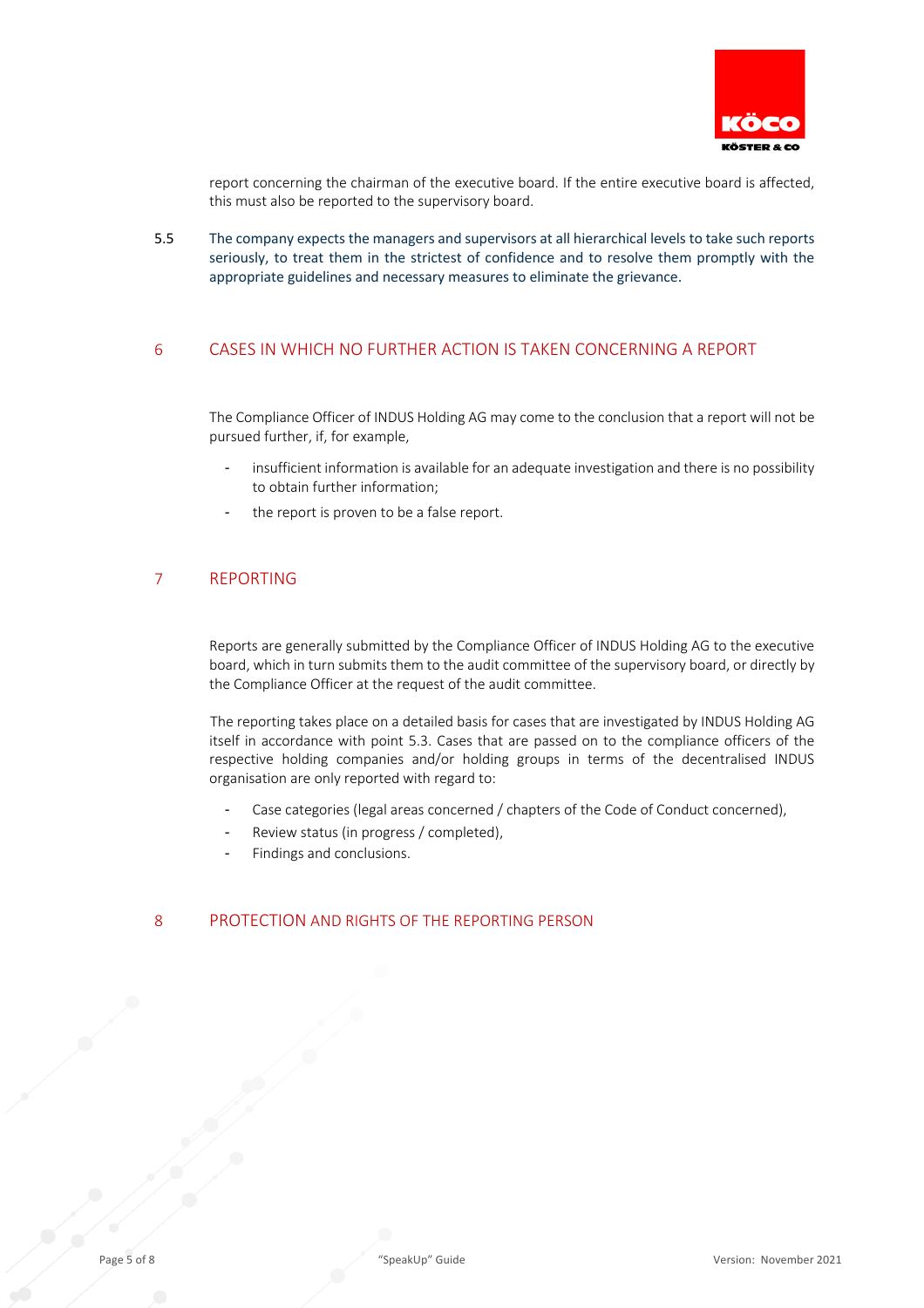report concerning the chairman of the executive board. If the entire executive board is affected, this must also be reported to the supervisory board.

5.5 The company expects the managers and supervisors at all hierarchical levels to take such reports seriously, to treat them in the strictest of confidence and to resolve them promptly with the appropriate guidelines and necessary measures to eliminate the grievance.

## 6 CASES IN WHICH NO FURTHER ACTION IS TAKEN CONCERNING A REPORT

The Compliance Officer of INDUS Holding AG may come to the conclusion that a report will not be pursued further, if, for example,

- insufficient information is available for an adequate investigation and there is no possibility to obtain further information;
- the report is proven to be a false report.

## 7 REPORTING

Reports are generally submitted by the Compliance Officer of INDUS Holding AG to the executive board, which in turn submits them to the audit committee of the supervisory board, or directly by the Compliance Officer at the request of the audit committee.

The reporting takes place on a detailed basis for cases that are investigated by INDUS Holding AG itself in accordance with point 5.3. Cases that are passed on to the compliance officers of the respective holding companies and/or holding groups in terms of the decentralised INDUS organisation are only reported with regard to:

- Case categories (legal areas concerned / chapters of the Code of Conduct concerned),
- Review status (in progress / completed),
- Findings and conclusions.

## 8 PROTECTION AND RIGHTS OF THE REPORTING PERSON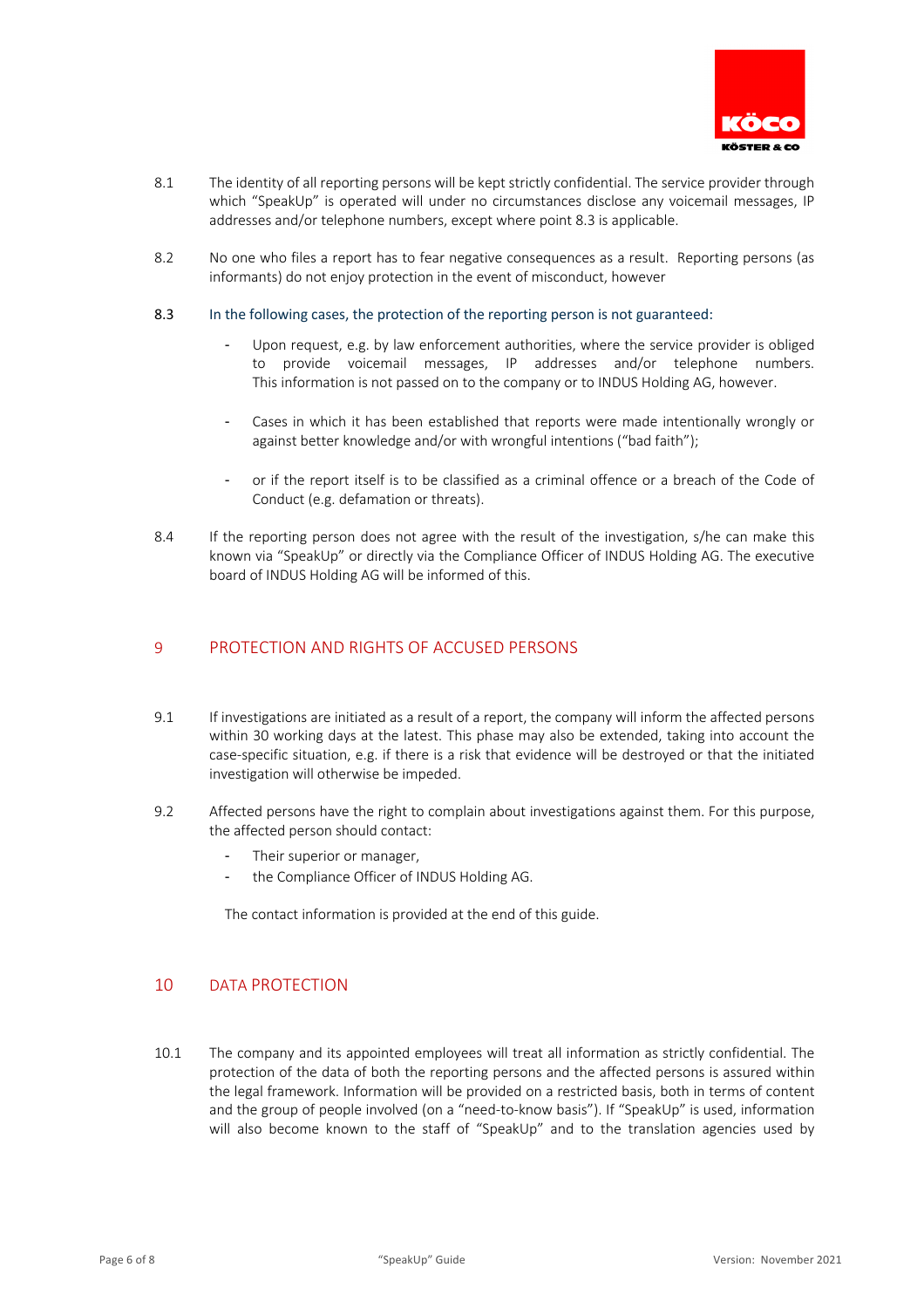8.1 The identity of all reporting persons will be kept strictly confidential. The service provider through which "SpeakUp" is operated will under no circumstances disclose any voicemail messages, IP addresses and/or telephone numbers, except where point 8.3 is applicable.

8.2 No one who files a report has to fear negative consequences as a result. Reporting persons (as informants) do not enjoy protection in the event of misconduct, however

8.3 In the following cases, the protection of the reporting person is not guaranteed:

- Upon request, e.g. by law enforcement authorities, where the service provider is obliged to provide voicemail messages, IP addresses and/or telephone numbers. This information is not passed on to the company or to INDUS Holding AG, however.
- Cases in which it has been established that reports were made intentionally wrongly or against better knowledge and/or with wrongful intentions ("bad faith");
- or if the report itself is to be classified as a criminal offence or a breach of the Code of Conduct (e.g. defamation or threats).

8.4 If the reporting person does not agree with the result of the investigation, s/he can make this known via "SpeakUp" or directly via the Compliance Officer of INDUS Holding AG. The executive board of INDUS Holding AG will be informed of this.

## 9 PROTECTION AND RIGHTS OF ACCUSED PERSONS

9.1 If investigations are initiated as a result of a report, the company will inform the affected persons within 30 working days at the latest. This phase may also be extended, taking into account the case-specific situation, e.g. if there is a risk that evidence will be destroyed or that the initiated investigation will otherwise be impeded.

9.2 Affected persons have the right to complain about investigations against them. For this purpose, the affected person should contact:

- Their superior or manager,
- the Compliance Officer of INDUS Holding AG.

The contact information is provided at the end of this guide.

## 10 DATA PROTECTION

10.1 The company and its appointed employees will treat all information as strictly confidential. The protection of the data of both the reporting persons and the affected persons is assured within the legal framework. Information will be provided on a restricted basis, both in terms of content and the group of people involved (on a "need-to-know basis"). If "SpeakUp" is used, information will also become known to the staff of "SpeakUp" and to the translation agencies used by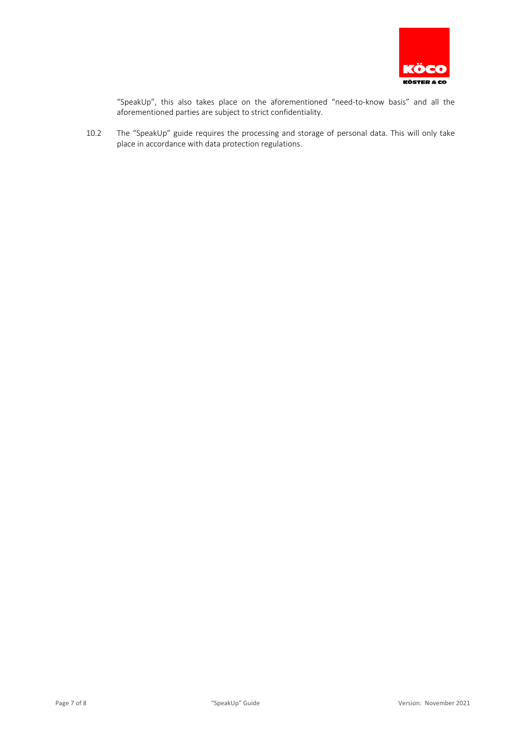"SpeakUp", this also takes place on the aforementioned "need-to-know basis" and all the aforementioned parties are subject to strict confidentiality.

10.2 The "SpeakUp" guide requires the processing and storage of personal data. This will only take place in accordance with data protection regulations.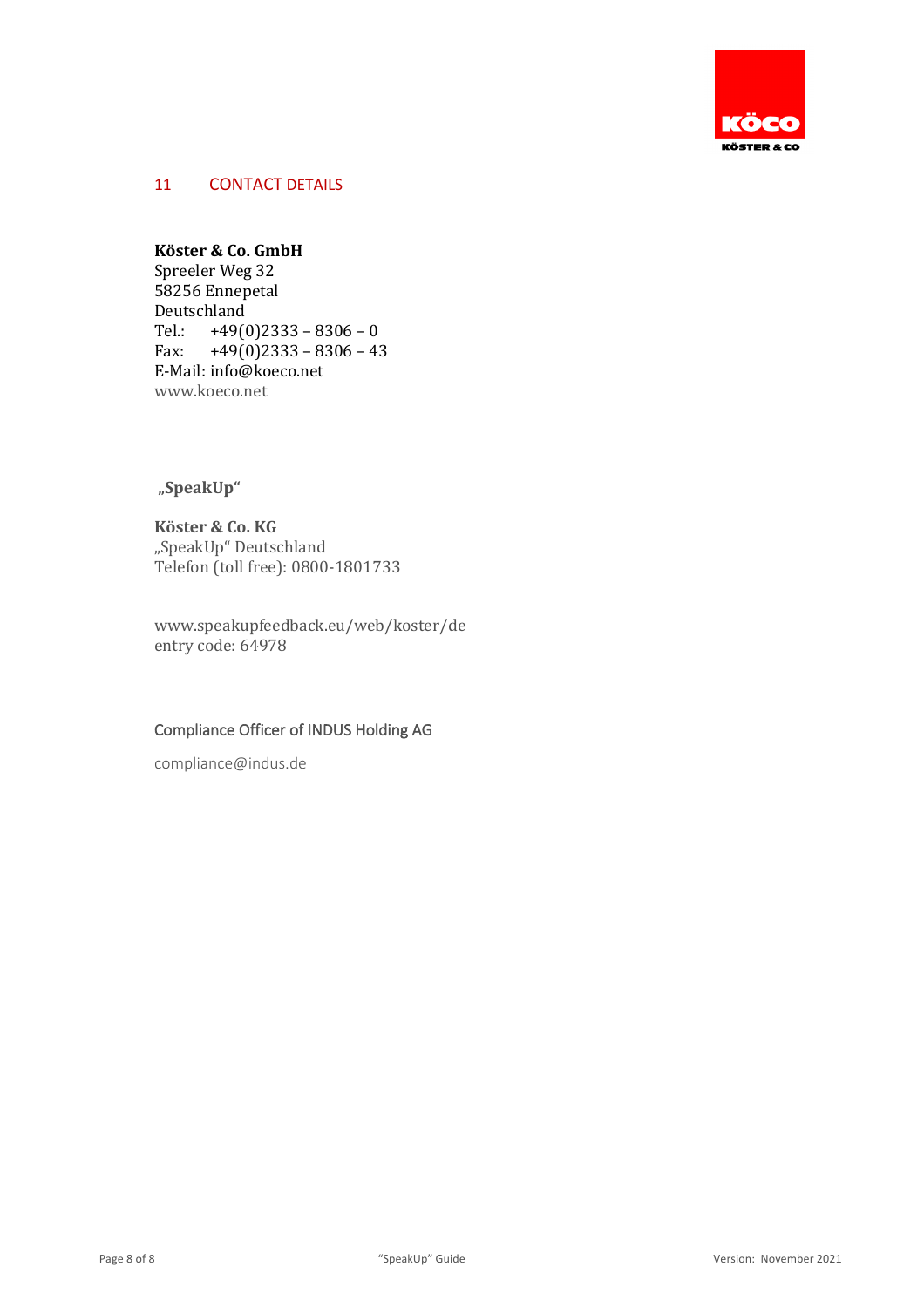## 11 CONTACT DETAILS

**Köster & Co. GmbH**
Spreeler Weg 32
58256 Ennepetal
Deutschland
Tel.: +49(0)2333 – 8306 – 0
Fax: +49(0)2333 – 8306 – 43
E-Mail: info@koeco.net
www.koeco.net

**„SpeakUp"**

**Köster & Co. KG**
„SpeakUp" Deutschland
Telefon (toll free): 0800-1801733

www.speakupfeedback.eu/web/koster/de
entry code: 64978

Compliance Officer of INDUS Holding AG

compliance@indus.de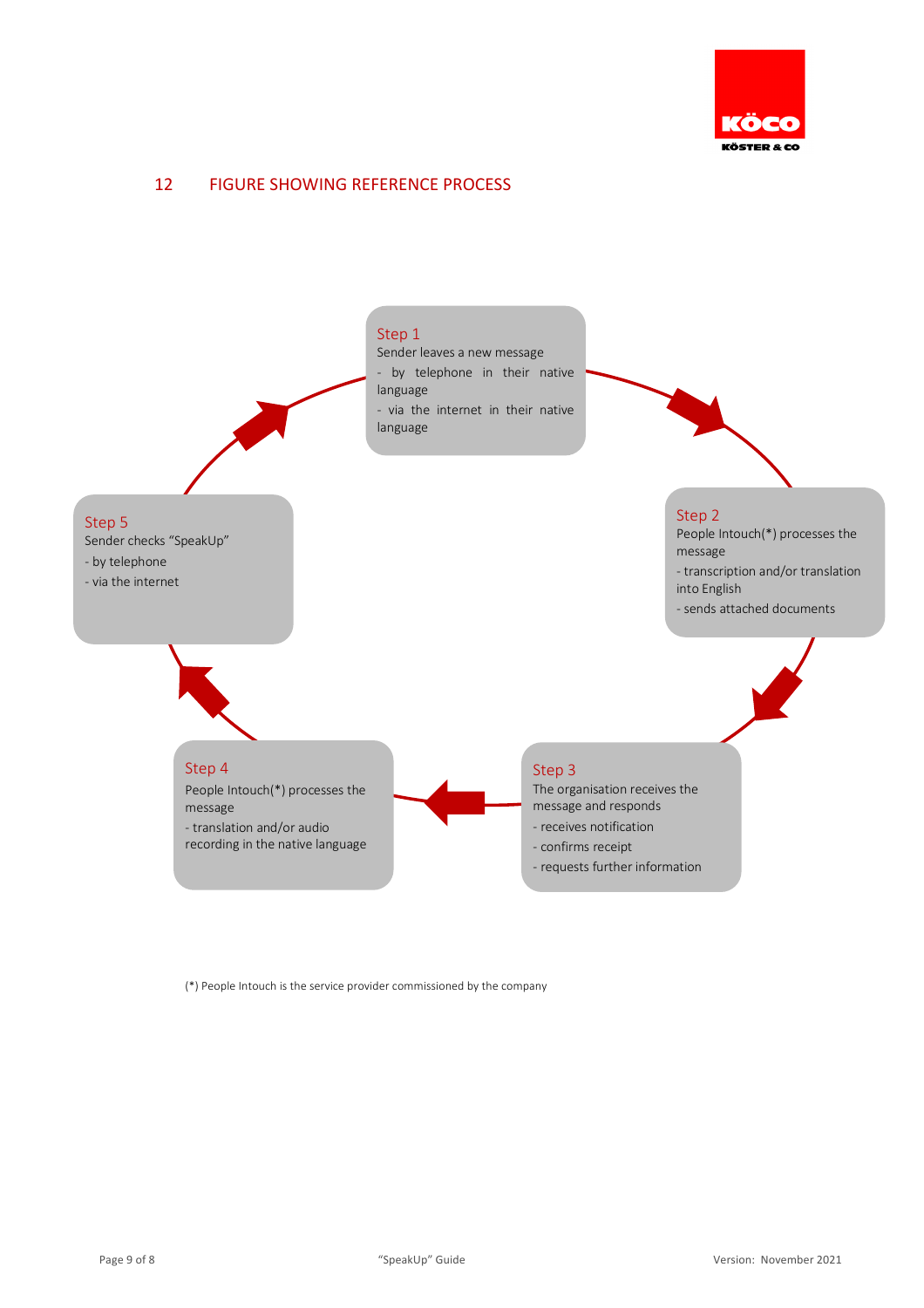## 12 FIGURE SHOWING REFERENCE PROCESS

Step 1
Sender leaves a new message
- by telephone in their native language
- via the internet in their native language

Step 2
People Intouch(*) processes the message
- transcription and/or translation into English
- sends attached documents

Step 3
The organisation receives the message and responds
- receives notification
- confirms receipt
- requests further information

Step 4
People Intouch(*) processes the message
- translation and/or audio recording in the native language

Step 5
Sender checks "SpeakUp"
- by telephone
- via the internet

(*) People Intouch is the service provider commissioned by the company